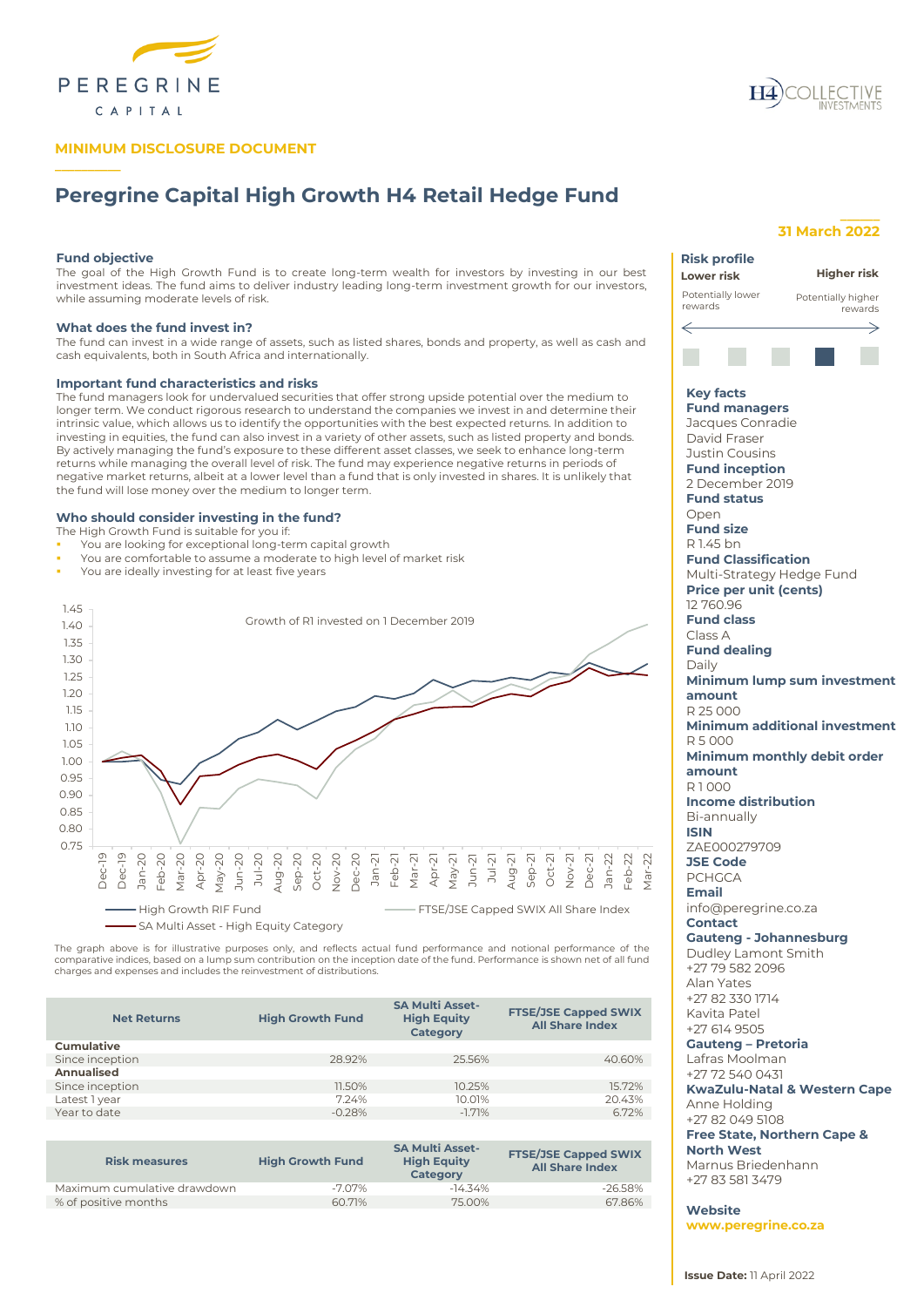**MINIMUM DISCLOSURE DOCUMENT**

# Peregrine Capital High Growth H4 Retail Hedge Fund

**31 March 2022**

### Fund objective

The goal of the High Growth Fund is to create long-term wealth for investors by investing in our best investment ideas. The fund aims to deliver industry leading long-term investment growth for our investors, while assuming moderate levels of risk.

### What does the fund invest in?

The fund can invest in a wide range of assets, such as listed shares, bonds and property, as well as cash and cash equivalents, both in South Africa and internationally.

### Important fund characteristics and risks

The fund managers look for undervalued securities that offer strong upside potential over the medium to longer term. We conduct rigorous research to understand the companies we invest in and determine their intrinsic value, which allows us to identify the opportunities with the best expected returns. In addition to investing in equities, the fund can also invest in a variety of other assets, such as listed property and bonds. By actively managing the fund's exposure to these different asset classes, we seek to enhance long-term returns while managing the overall level of risk. The fund may experience negative returns in periods of negative market returns, albeit at a lower level than a fund that is only invested in shares. It is unlikely that the fund will lose money over the medium to longer term.

### Who should consider investing in the fund?

The High Growth Fund is suitable for you if:

- You are looking for exceptional long-term capital growth
- You are comfortable to assume a moderate to high level of market risk
- You are ideally investing for at least five years

Growth of R1 invested on 1 December 2019

High Growth RIF Fund — FTSE/JSE Capped SWIX All Share Index — SA Multi Asset - High Equity Category

The graph above is for illustrative purposes only, and reflects actual fund performance and notional performance of the comparative indices, based on a lump sum contribution on the inception date of the fund. Performance is shown net of all fund charges and expenses and includes the reinvestment of distributions.

| Net Returns | High Growth Fund | SA Multi Asset-High Equity Category | FTSE/JSE Capped SWIX All Share Index |
|---|---|---|---|
| **Cumulative** | | | |
| Since inception | 28.92% | 25.56% | 40.60% |
| **Annualised** | | | |
| Since inception | 11.50% | 10.25% | 15.72% |
| Latest 1 year | 7.24% | 10.01% | 20.43% |
| Year to date | -0.28% | -1.71% | 6.72% |

| Risk measures | High Growth Fund | SA Multi Asset-High Equity Category | FTSE/JSE Capped SWIX All Share Index |
|---|---|---|---|
| Maximum cumulative drawdown | -7.07% | -14.34% | -26.58% |
| % of positive months | 60.71% | 75.00% | 67.86% |

### Risk profile

**Lower risk** — Potentially lower rewards

**Higher risk** — Potentially higher rewards

### Key facts

**Fund managers**
Jacques Conradie
David Fraser
Justin Cousins

**Fund inception**
2 December 2019

**Fund status**
Open

**Fund size**
R 1.45 bn

**Fund Classification**
Multi-Strategy Hedge Fund

**Price per unit (cents)**
12 760.96

**Fund class**
Class A

**Fund dealing**
Daily

**Minimum lump sum investment amount**
R 25 000

**Minimum additional investment**
R 5 000

**Minimum monthly debit order amount**
R 1 000

**Income distribution**
Bi-annually

**ISIN**
ZAE000279709

**JSE Code**
PCHGCA

**Email**
info@peregrine.co.za

**Contact**

**Gauteng - Johannesburg**
Dudley Lamont Smith
+27 79 582 2096
Alan Yates
+27 82 330 1714
Kavita Patel
+27 614 9505

**Gauteng – Pretoria**
Lafras Moolman
+27 72 540 0431

**KwaZulu-Natal & Western Cape**
Anne Holding
+27 82 049 5108

**Free State, Northern Cape & North West**
Marnus Briedenhann
+27 83 581 3479

**Website**
**www.peregrine.co.za**

**Issue Date:** 11 April 2022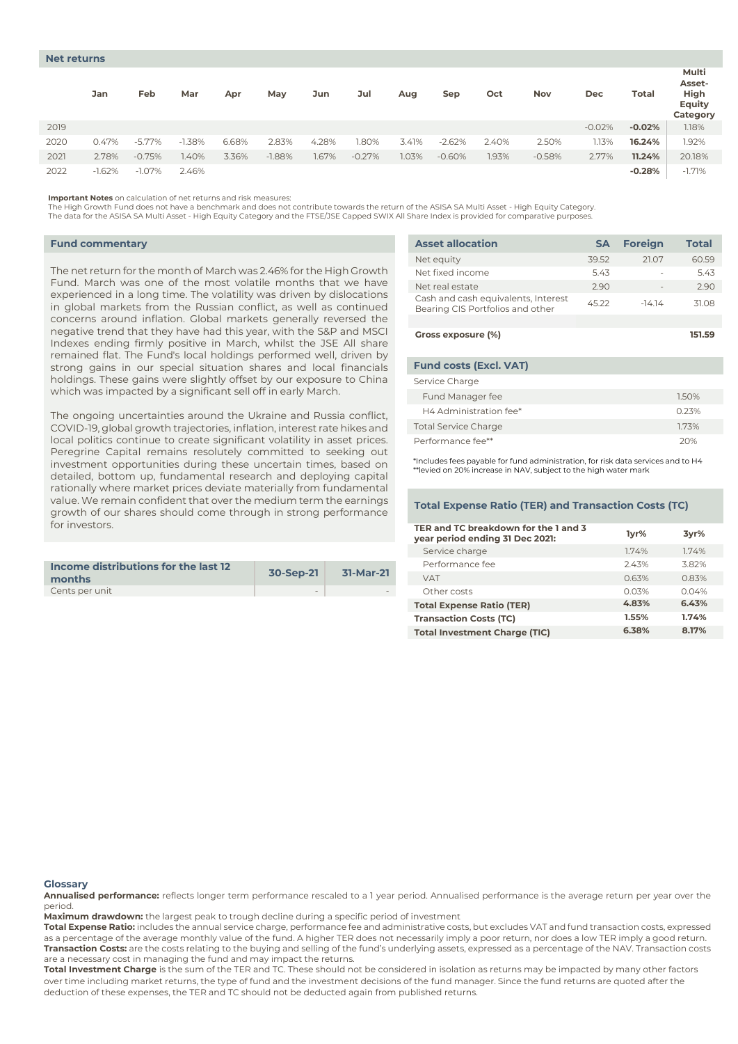## Net returns

| | Jan | Feb | Mar | Apr | May | Jun | Jul | Aug | Sep | Oct | Nov | Dec | Total | Multi Asset-High Equity Category |
|---|---|---|---|---|---|---|---|---|---|---|---|---|---|---|
| 2019 | | | | | | | | | | | | -0.02% | **-0.02%** | 1.18% |
| 2020 | 0.47% | -5.77% | -1.38% | 6.68% | 2.83% | 4.28% | 1.80% | 3.41% | -2.62% | 2.40% | 2.50% | 1.13% | **16.24%** | 1.92% |
| 2021 | 2.78% | -0.75% | 1.40% | 3.36% | -1.88% | 1.67% | -0.27% | 1.03% | -0.60% | 1.93% | -0.58% | 2.77% | **11.24%** | 20.18% |
| 2022 | -1.62% | -1.07% | 2.46% | | | | | | | | | | **-0.28%** | -1.71% |

**Important Notes** on calculation of net returns and risk measures:
The High Growth Fund does not have a benchmark and does not contribute towards the return of the ASISA SA Multi Asset - High Equity Category.
The data for the ASISA SA Multi Asset - High Equity Category and the FTSE/JSE Capped SWIX All Share Index is provided for comparative purposes.

## Fund commentary

The net return for the month of March was 2.46% for the High Growth Fund. March was one of the most volatile months that we have experienced in a long time. The volatility was driven by dislocations in global markets from the Russian conflict, as well as continued concerns around inflation. Global markets generally reversed the negative trend that they have had this year, with the S&P and MSCI Indexes ending firmly positive in March, whilst the JSE All share remained flat. The Fund's local holdings performed well, driven by strong gains in our special situation shares and local financials holdings. These gains were slightly offset by our exposure to China which was impacted by a significant sell off in early March.

The ongoing uncertainties around the Ukraine and Russia conflict, COVID-19, global growth trajectories, inflation, interest rate hikes and local politics continue to create significant volatility in asset prices. Peregrine Capital remains resolutely committed to seeking out investment opportunities during these uncertain times, based on detailed, bottom up, fundamental research and deploying capital rationally where market prices deviate materially from fundamental value. We remain confident that over the medium term the earnings growth of our shares should come through in strong performance for investors.

| Income distributions for the last 12 months | 30-Sep-21 | 31-Mar-21 |
|---|---|---|
| Cents per unit | - | - |

| Asset allocation | SA | Foreign | Total |
|---|---|---|---|
| Net equity | 39.52 | 21.07 | 60.59 |
| Net fixed income | 5.43 | - | 5.43 |
| Net real estate | 2.90 | - | 2.90 |
| Cash and cash equivalents, Interest Bearing CIS Portfolios and other | 45.22 | -14.14 | 31.08 |
| | | | |
| **Gross exposure (%)** | | | **151.59** |

| Fund costs (Excl. VAT) | |
|---|---|
| Service Charge | |
| Fund Manager fee | 1.50% |
| H4 Administration fee* | 0.23% |
| Total Service Charge | 1.73% |
| Performance fee** | 20% |

*Includes fees payable for fund administration, for risk data services and to H4
**levied on 20% increase in NAV, subject to the high water mark

## Total Expense Ratio (TER) and Transaction Costs (TC)

| TER and TC breakdown for the 1 and 3 year period ending 31 Dec 2021: | 1yr% | 3yr% |
|---|---|---|
| Service charge | 1.74% | 1.74% |
| Performance fee | 2.43% | 3.82% |
| VAT | 0.63% | 0.83% |
| Other costs | 0.03% | 0.04% |
| **Total Expense Ratio (TER)** | **4.83%** | **6.43%** |
| **Transaction Costs (TC)** | **1.55%** | **1.74%** |
| **Total Investment Charge (TIC)** | **6.38%** | **8.17%** |

## Glossary

**Annualised performance:** reflects longer term performance rescaled to a 1 year period. Annualised performance is the average return per year over the period.
**Maximum drawdown:** the largest peak to trough decline during a specific period of investment
**Total Expense Ratio:** includes the annual service charge, performance fee and administrative costs, but excludes VAT and fund transaction costs, expressed as a percentage of the average monthly value of the fund. A higher TER does not necessarily imply a poor return, nor does a low TER imply a good return.
**Transaction Costs:** are the costs relating to the buying and selling of the fund's underlying assets, expressed as a percentage of the NAV. Transaction costs are a necessary cost in managing the fund and may impact the returns.
**Total Investment Charge** is the sum of the TER and TC. These should not be considered in isolation as returns may be impacted by many other factors over time including market returns, the type of fund and the investment decisions of the fund manager. Since the fund returns are quoted after the deduction of these expenses, the TER and TC should not be deducted again from published returns.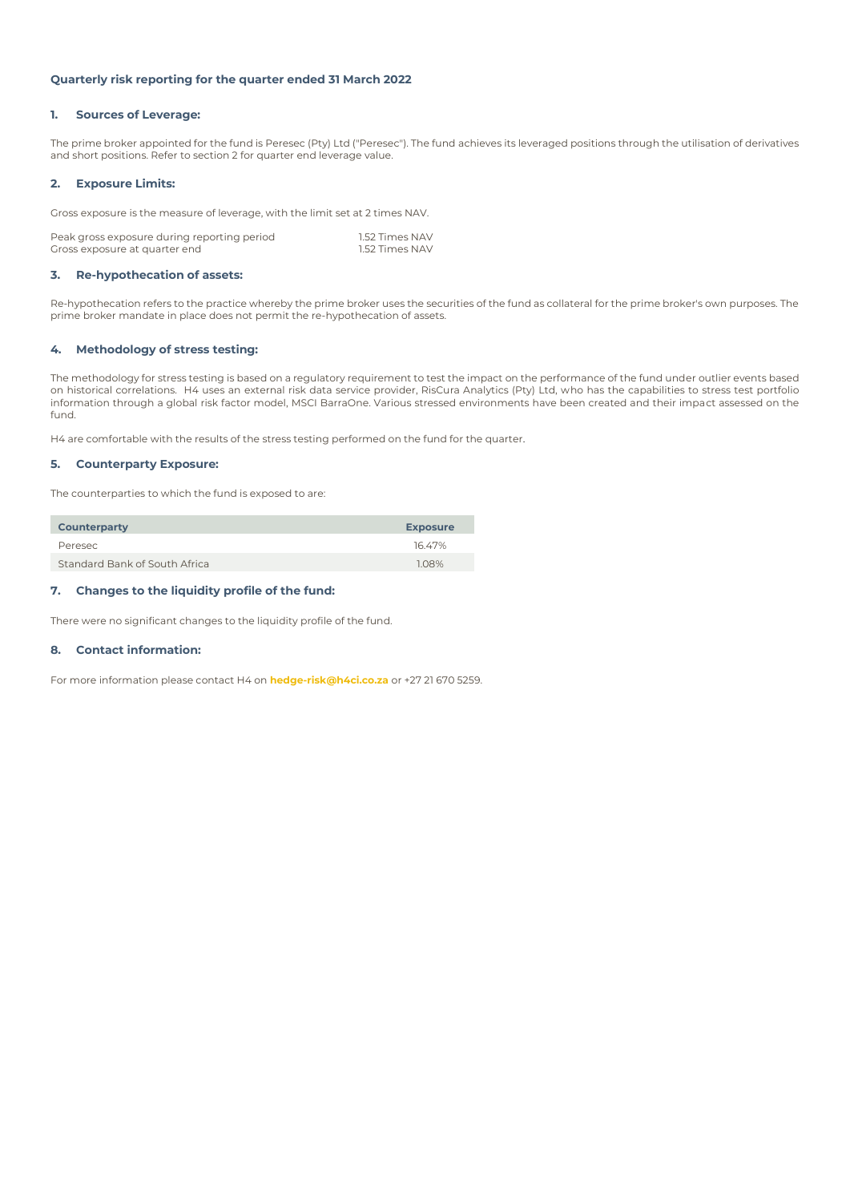## Quarterly risk reporting for the quarter ended 31 March 2022

### 1. Sources of Leverage:

The prime broker appointed for the fund is Peresec (Pty) Ltd ("Peresec"). The fund achieves its leveraged positions through the utilisation of derivatives and short positions. Refer to section 2 for quarter end leverage value.

### 2. Exposure Limits:

Gross exposure is the measure of leverage, with the limit set at 2 times NAV.

| | |
|---|---|
| Peak gross exposure during reporting period | 1.52 Times NAV |
| Gross exposure at quarter end | 1.52 Times NAV |

### 3. Re-hypothecation of assets:

Re-hypothecation refers to the practice whereby the prime broker uses the securities of the fund as collateral for the prime broker's own purposes. The prime broker mandate in place does not permit the re-hypothecation of assets.

### 4. Methodology of stress testing:

The methodology for stress testing is based on a regulatory requirement to test the impact on the performance of the fund under outlier events based on historical correlations. H4 uses an external risk data service provider, RisCura Analytics (Pty) Ltd, who has the capabilities to stress test portfolio information through a global risk factor model, MSCI BarraOne. Various stressed environments have been created and their impact assessed on the fund.

H4 are comfortable with the results of the stress testing performed on the fund for the quarter.

### 5. Counterparty Exposure:

The counterparties to which the fund is exposed to are:

| Counterparty | Exposure |
|---|---|
| Peresec | 16.47% |
| Standard Bank of South Africa | 1.08% |

### 7. Changes to the liquidity profile of the fund:

There were no significant changes to the liquidity profile of the fund.

### 8. Contact information:

For more information please contact H4 on **hedge-risk@h4ci.co.za** or +27 21 670 5259.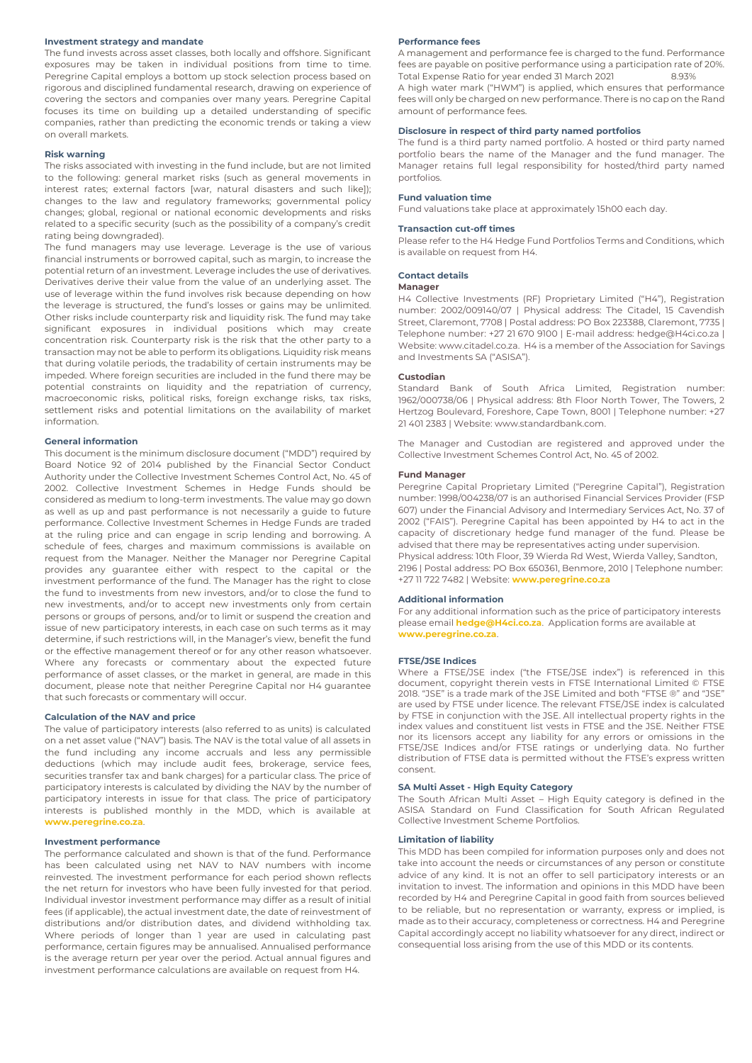## Investment strategy and mandate

The fund invests across asset classes, both locally and offshore. Significant exposures may be taken in individual positions from time to time. Peregrine Capital employs a bottom up stock selection process based on rigorous and disciplined fundamental research, drawing on experience of covering the sectors and companies over many years. Peregrine Capital focuses its time on building up a detailed understanding of specific companies, rather than predicting the economic trends or taking a view on overall markets.

## Risk warning

The risks associated with investing in the fund include, but are not limited to the following: general market risks (such as general movements in interest rates; external factors [war, natural disasters and such like]); changes to the law and regulatory frameworks; governmental policy changes; global, regional or national economic developments and risks related to a specific security (such as the possibility of a company's credit rating being downgraded).

The fund managers may use leverage. Leverage is the use of various financial instruments or borrowed capital, such as margin, to increase the potential return of an investment. Leverage includes the use of derivatives. Derivatives derive their value from the value of an underlying asset. The use of leverage within the fund involves risk because depending on how the leverage is structured, the fund's losses or gains may be unlimited. Other risks include counterparty risk and liquidity risk. The fund may take significant exposures in individual positions which may create concentration risk. Counterparty risk is the risk that the other party to a transaction may not be able to perform its obligations. Liquidity risk means that during volatile periods, the tradability of certain instruments may be impeded. Where foreign securities are included in the fund there may be potential constraints on liquidity and the repatriation of currency, macroeconomic risks, political risks, foreign exchange risks, tax risks, settlement risks and potential limitations on the availability of market information.

## General information

This document is the minimum disclosure document ("MDD") required by Board Notice 92 of 2014 published by the Financial Sector Conduct Authority under the Collective Investment Schemes Control Act, No. 45 of 2002. Collective Investment Schemes in Hedge Funds should be considered as medium to long-term investments. The value may go down as well as up and past performance is not necessarily a guide to future performance. Collective Investment Schemes in Hedge Funds are traded at the ruling price and can engage in scrip lending and borrowing. A schedule of fees, charges and maximum commissions is available on request from the Manager. Neither the Manager nor Peregrine Capital provides any guarantee either with respect to the capital or the investment performance of the fund. The Manager has the right to close the fund to investments from new investors, and/or to close the fund to new investments, and/or to accept new investments only from certain persons or groups of persons, and/or to limit or suspend the creation and issue of new participatory interests, in each case on such terms as it may determine, if such restrictions will, in the Manager's view, benefit the fund or the effective management thereof or for any other reason whatsoever. Where any forecasts or commentary about the expected future performance of asset classes, or the market in general, are made in this document, please note that neither Peregrine Capital nor H4 guarantee that such forecasts or commentary will occur.

## Calculation of the NAV and price

The value of participatory interests (also referred to as units) is calculated on a net asset value ("NAV") basis. The NAV is the total value of all assets in the fund including any income accruals and less any permissible deductions (which may include audit fees, brokerage, service fees, securities transfer tax and bank charges) for a particular class. The price of participatory interests is calculated by dividing the NAV by the number of participatory interests in issue for that class. The price of participatory interests is published monthly in the MDD, which is available at **www.peregrine.co.za**.

## Investment performance

The performance calculated and shown is that of the fund. Performance has been calculated using net NAV to NAV numbers with income reinvested. The investment performance for each period shown reflects the net return for investors who have been fully invested for that period. Individual investor investment performance may differ as a result of initial fees (if applicable), the actual investment date, the date of reinvestment of distributions and/or distribution dates, and dividend withholding tax. Where periods of longer than 1 year are used in calculating past performance, certain figures may be annualised. Annualised performance is the average return per year over the period. Actual annual figures and investment performance calculations are available on request from H4.

## Performance fees

A management and performance fee is charged to the fund. Performance fees are payable on positive performance using a participation rate of 20%.

Total Expense Ratio for year ended 31 March 2021 8.93%

A high water mark ("HWM") is applied, which ensures that performance fees will only be charged on new performance. There is no cap on the Rand amount of performance fees.

## Disclosure in respect of third party named portfolios

The fund is a third party named portfolio. A hosted or third party named portfolio bears the name of the Manager and the fund manager. The Manager retains full legal responsibility for hosted/third party named portfolios.

## Fund valuation time

Fund valuations take place at approximately 15h00 each day.

## Transaction cut-off times

Please refer to the H4 Hedge Fund Portfolios Terms and Conditions, which is available on request from H4.

## Contact details

### Manager

H4 Collective Investments (RF) Proprietary Limited ("H4"), Registration number: 2002/009140/07 | Physical address: The Citadel, 15 Cavendish Street, Claremont, 7708 | Postal address: PO Box 223388, Claremont, 7735 | Telephone number: +27 21 670 9100 | E-mail address: hedge@H4ci.co.za | Website: www.citadel.co.za. H4 is a member of the Association for Savings and Investments SA ("ASISA").

### Custodian

Standard Bank of South Africa Limited, Registration number: 1962/000738/06 | Physical address: 8th Floor North Tower, The Towers, 2 Hertzog Boulevard, Foreshore, Cape Town, 8001 | Telephone number: +27 21 401 2383 | Website: www.standardbank.com.

The Manager and Custodian are registered and approved under the Collective Investment Schemes Control Act, No. 45 of 2002.

### Fund Manager

Peregrine Capital Proprietary Limited ("Peregrine Capital"), Registration number: 1998/004238/07 is an authorised Financial Services Provider (FSP 607) under the Financial Advisory and Intermediary Services Act, No. 37 of 2002 ("FAIS"). Peregrine Capital has been appointed by H4 to act in the capacity of discretionary hedge fund manager of the fund. Please be advised that there may be representatives acting under supervision.

Physical address: 10th Floor, 39 Wierda Rd West, Wierda Valley, Sandton, 2196 | Postal address: PO Box 650361, Benmore, 2010 | Telephone number: +27 11 722 7482 | Website: **www.peregrine.co.za**

## Additional information

For any additional information such as the price of participatory interests please email **hedge@H4ci.co.za**. Application forms are available at **www.peregrine.co.za**.

## FTSE/JSE Indices

Where a FTSE/JSE index ("the FTSE/JSE index") is referenced in this document, copyright therein vests in FTSE International Limited © FTSE 2018. "JSE" is a trade mark of the JSE Limited and both "FTSE ®" and "JSE" are used by FTSE under licence. The relevant FTSE/JSE index is calculated by FTSE in conjunction with the JSE. All intellectual property rights in the index values and constituent list vests in FTSE and the JSE. Neither FTSE nor its licensors accept any liability for any errors or omissions in the FTSE/JSE Indices and/or FTSE ratings or underlying data. No further distribution of FTSE data is permitted without the FTSE's express written consent.

## SA Multi Asset - High Equity Category

The South African Multi Asset – High Equity category is defined in the ASISA Standard on Fund Classification for South African Regulated Collective Investment Scheme Portfolios.

## Limitation of liability

This MDD has been compiled for information purposes only and does not take into account the needs or circumstances of any person or constitute advice of any kind. It is not an offer to sell participatory interests or an invitation to invest. The information and opinions in this MDD have been recorded by H4 and Peregrine Capital in good faith from sources believed to be reliable, but no representation or warranty, express or implied, is made as to their accuracy, completeness or correctness. H4 and Peregrine Capital accordingly accept no liability whatsoever for any direct, indirect or consequential loss arising from the use of this MDD or its contents.